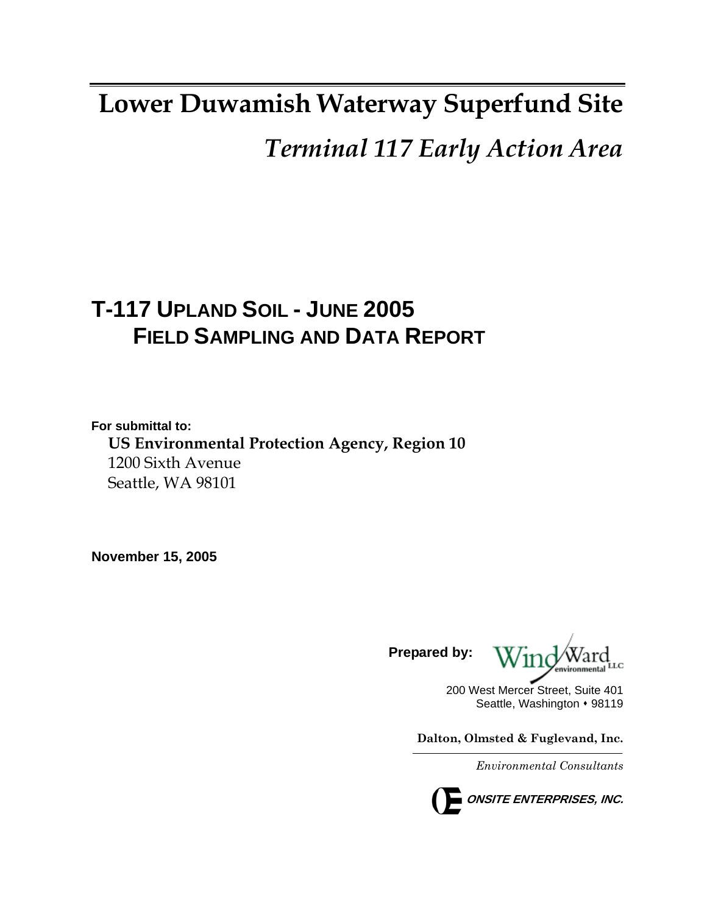# Lower Duwamish Waterway Superfund Site

## *Terminal 117 Early Action Area*

# T-117 UPLAND SOIL - JUNE 2005 FIELD SAMPLING AND DATA REPORT

**For submittal to:**

**US Environmental Protection Agency, Region 10**
1200 Sixth Avenue
Seattle, WA 98101

**November 15, 2005**

**Prepared by:**

Wind Ward environmental LLC
200 West Mercer Street, Suite 401
Seattle, Washington • 98119

**Dalton, Olmsted & Fuglevand, Inc.**
*Environmental Consultants*

**ONSITE ENTERPRISES, INC.**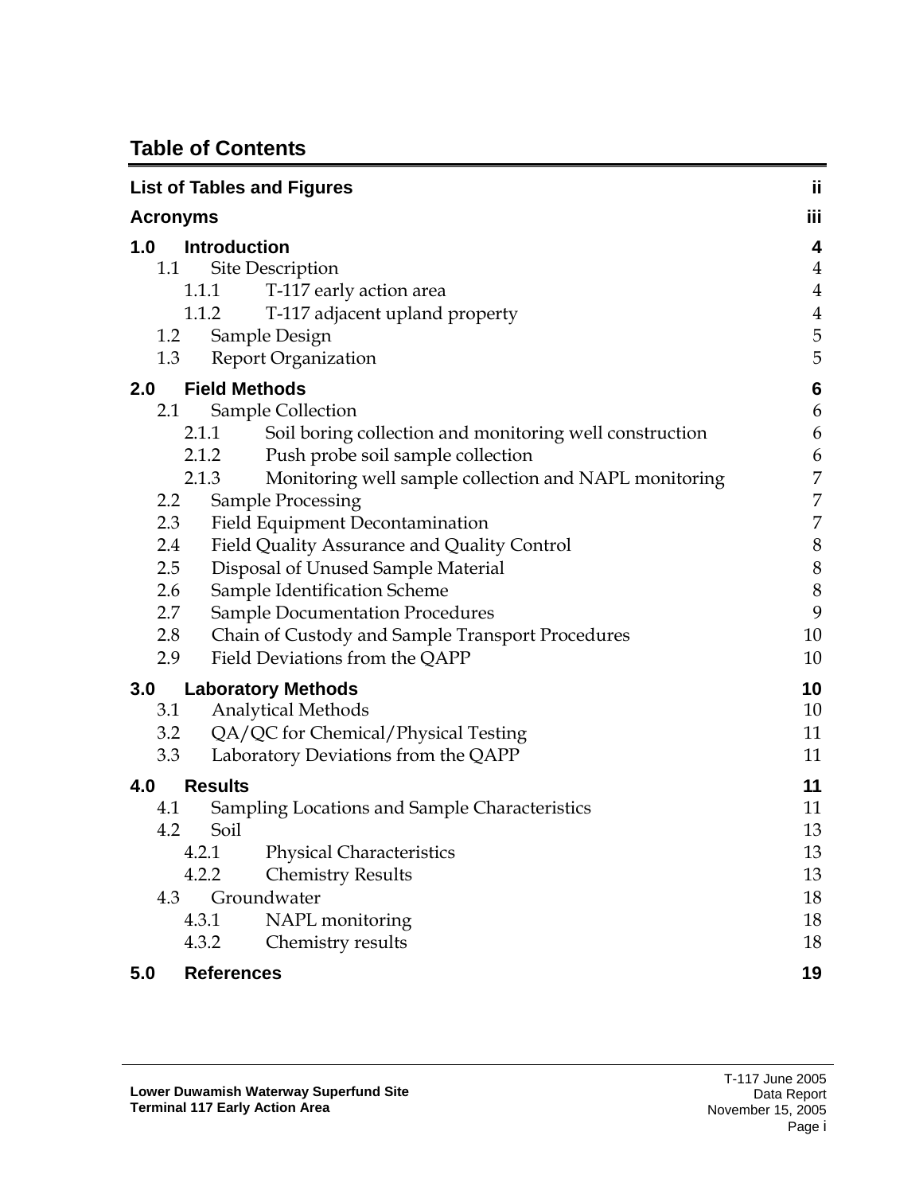## Table of Contents

| | |
|---|---|
| **List of Tables and Figures** | **ii** |
| **Acronyms** | **iii** |
| **1.0 Introduction** | **4** |
| 1.1 Site Description | 4 |
| 1.1.1 T-117 early action area | 4 |
| 1.1.2 T-117 adjacent upland property | 4 |
| 1.2 Sample Design | 5 |
| 1.3 Report Organization | 5 |
| **2.0 Field Methods** | **6** |
| 2.1 Sample Collection | 6 |
| 2.1.1 Soil boring collection and monitoring well construction | 6 |
| 2.1.2 Push probe soil sample collection | 6 |
| 2.1.3 Monitoring well sample collection and NAPL monitoring | 7 |
| 2.2 Sample Processing | 7 |
| 2.3 Field Equipment Decontamination | 7 |
| 2.4 Field Quality Assurance and Quality Control | 8 |
| 2.5 Disposal of Unused Sample Material | 8 |
| 2.6 Sample Identification Scheme | 8 |
| 2.7 Sample Documentation Procedures | 9 |
| 2.8 Chain of Custody and Sample Transport Procedures | 10 |
| 2.9 Field Deviations from the QAPP | 10 |
| **3.0 Laboratory Methods** | **10** |
| 3.1 Analytical Methods | 10 |
| 3.2 QA/QC for Chemical/Physical Testing | 11 |
| 3.3 Laboratory Deviations from the QAPP | 11 |
| **4.0 Results** | **11** |
| 4.1 Sampling Locations and Sample Characteristics | 11 |
| 4.2 Soil | 13 |
| 4.2.1 Physical Characteristics | 13 |
| 4.2.2 Chemistry Results | 13 |
| 4.3 Groundwater | 18 |
| 4.3.1 NAPL monitoring | 18 |
| 4.3.2 Chemistry results | 18 |
| **5.0 References** | **19** |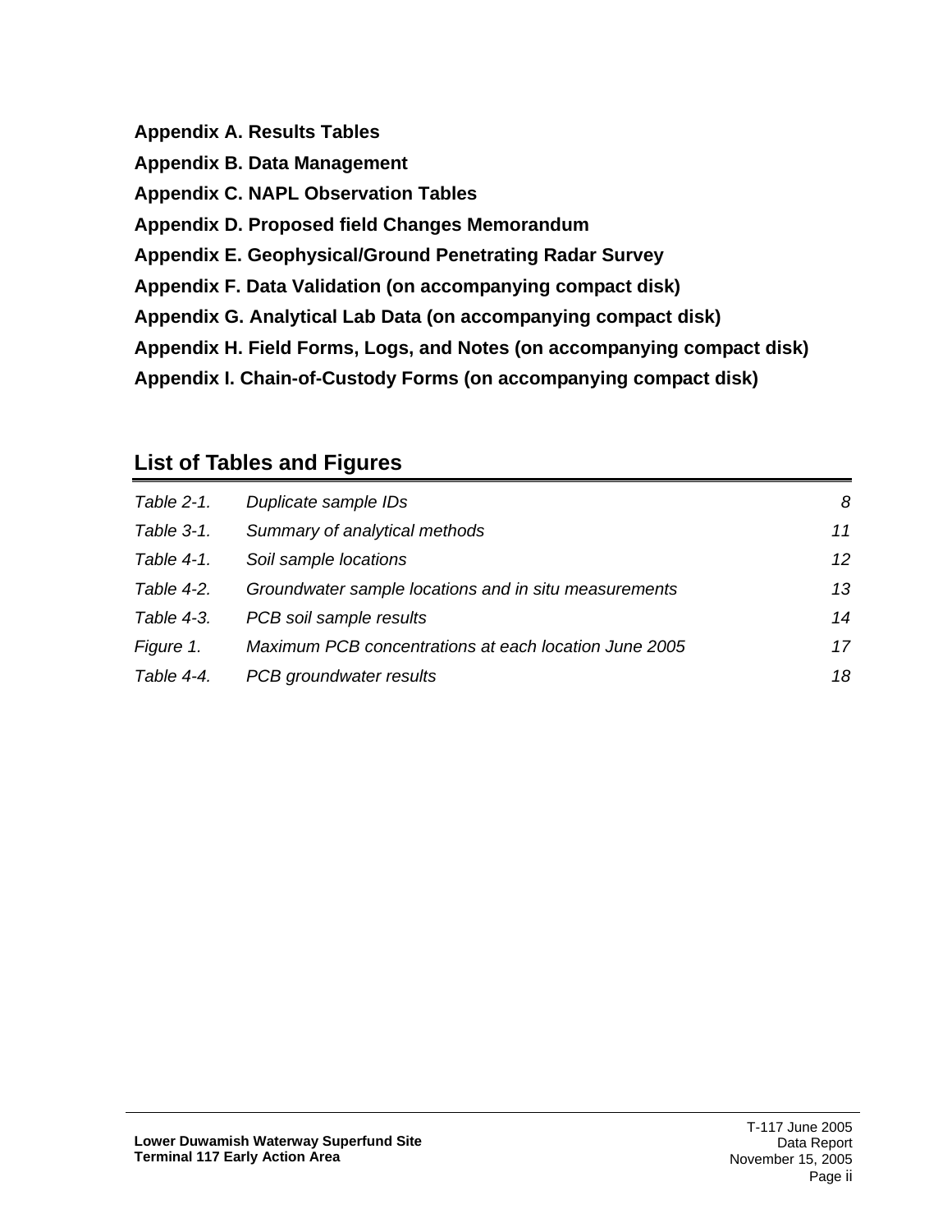**Appendix A. Results Tables**

**Appendix B. Data Management**

**Appendix C. NAPL Observation Tables**

**Appendix D. Proposed field Changes Memorandum**

**Appendix E. Geophysical/Ground Penetrating Radar Survey**

**Appendix F. Data Validation (on accompanying compact disk)**

**Appendix G. Analytical Lab Data (on accompanying compact disk)**

**Appendix H. Field Forms, Logs, and Notes (on accompanying compact disk)**

**Appendix I. Chain-of-Custody Forms (on accompanying compact disk)**

## List of Tables and Figures

| | | |
|---|---|---|
| *Table 2-1.* | *Duplicate sample IDs* | *8* |
| *Table 3-1.* | *Summary of analytical methods* | *11* |
| *Table 4-1.* | *Soil sample locations* | *12* |
| *Table 4-2.* | *Groundwater sample locations and in situ measurements* | *13* |
| *Table 4-3.* | *PCB soil sample results* | *14* |
| *Figure 1.* | *Maximum PCB concentrations at each location June 2005* | *17* |
| *Table 4-4.* | *PCB groundwater results* | *18* |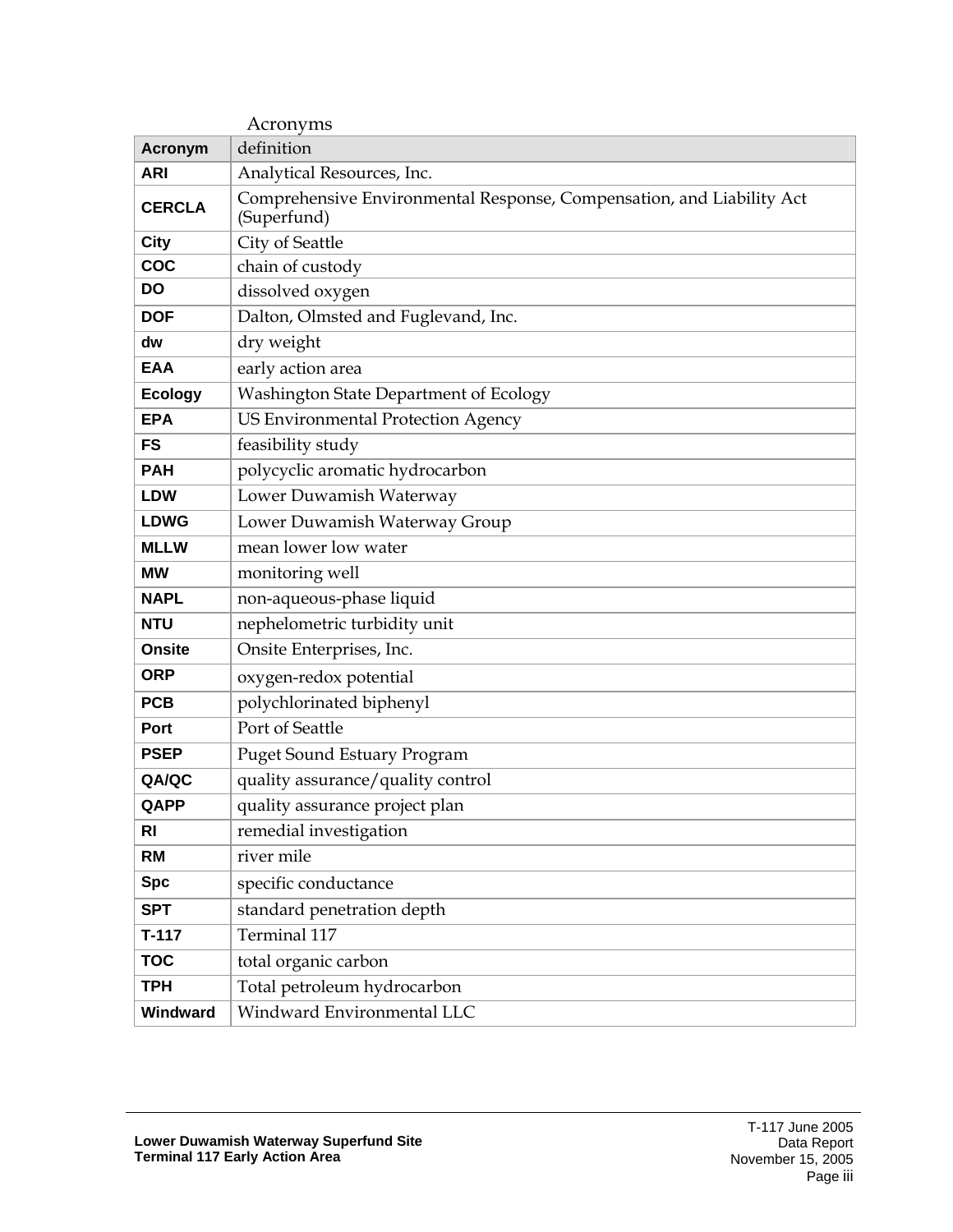# Acronyms

| Acronym | definition |
|---|---|
| ARI | Analytical Resources, Inc. |
| CERCLA | Comprehensive Environmental Response, Compensation, and Liability Act (Superfund) |
| City | City of Seattle |
| COC | chain of custody |
| DO | dissolved oxygen |
| DOF | Dalton, Olmsted and Fuglevand, Inc. |
| dw | dry weight |
| EAA | early action area |
| Ecology | Washington State Department of Ecology |
| EPA | US Environmental Protection Agency |
| FS | feasibility study |
| PAH | polycyclic aromatic hydrocarbon |
| LDW | Lower Duwamish Waterway |
| LDWG | Lower Duwamish Waterway Group |
| MLLW | mean lower low water |
| MW | monitoring well |
| NAPL | non-aqueous-phase liquid |
| NTU | nephelometric turbidity unit |
| Onsite | Onsite Enterprises, Inc. |
| ORP | oxygen-redox potential |
| PCB | polychlorinated biphenyl |
| Port | Port of Seattle |
| PSEP | Puget Sound Estuary Program |
| QA/QC | quality assurance/quality control |
| QAPP | quality assurance project plan |
| RI | remedial investigation |
| RM | river mile |
| Spc | specific conductance |
| SPT | standard penetration depth |
| T-117 | Terminal 117 |
| TOC | total organic carbon |
| TPH | Total petroleum hydrocarbon |
| Windward | Windward Environmental LLC |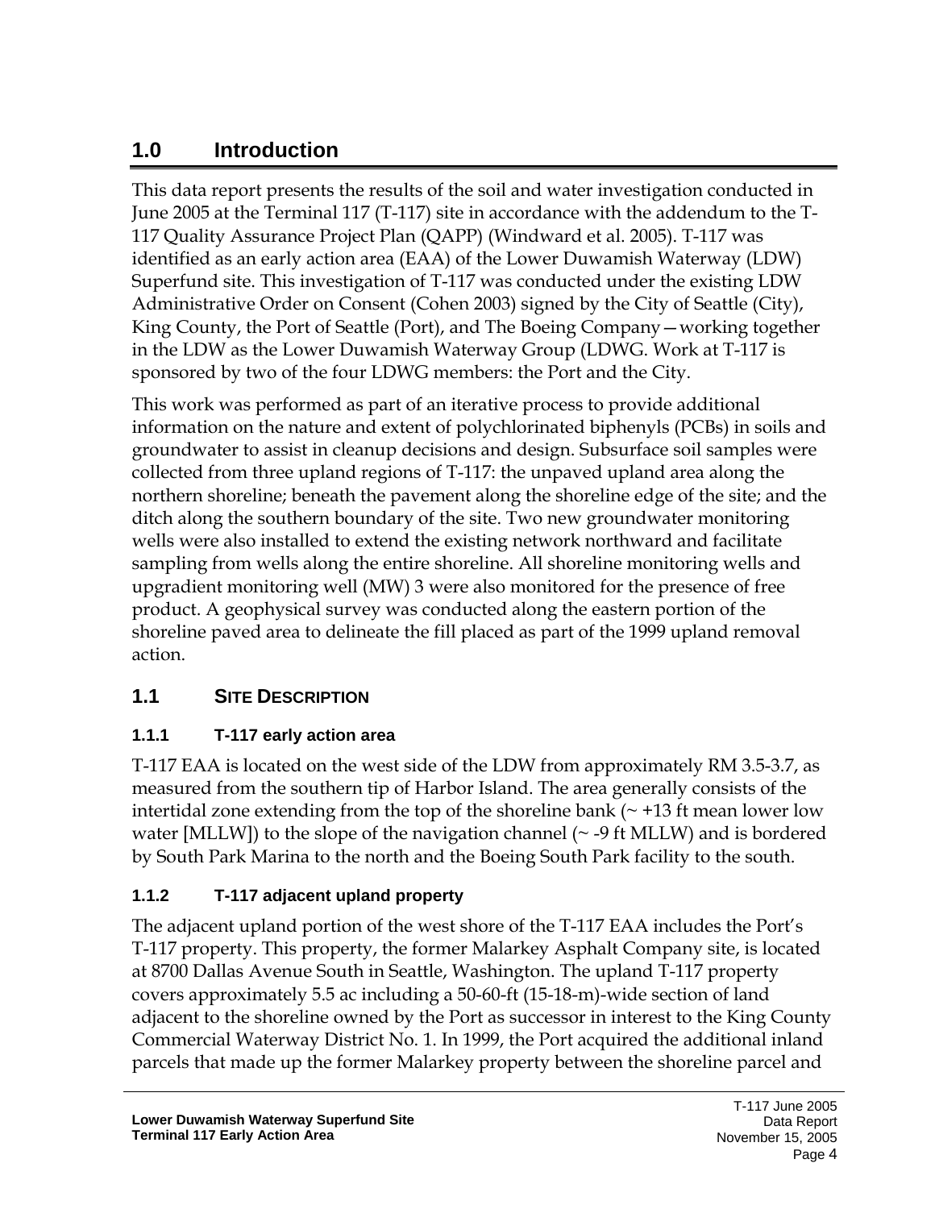# 1.0 Introduction

This data report presents the results of the soil and water investigation conducted in June 2005 at the Terminal 117 (T-117) site in accordance with the addendum to the T-117 Quality Assurance Project Plan (QAPP) (Windward et al. 2005). T-117 was identified as an early action area (EAA) of the Lower Duwamish Waterway (LDW) Superfund site. This investigation of T-117 was conducted under the existing LDW Administrative Order on Consent (Cohen 2003) signed by the City of Seattle (City), King County, the Port of Seattle (Port), and The Boeing Company—working together in the LDW as the Lower Duwamish Waterway Group (LDWG. Work at T-117 is sponsored by two of the four LDWG members: the Port and the City.

This work was performed as part of an iterative process to provide additional information on the nature and extent of polychlorinated biphenyls (PCBs) in soils and groundwater to assist in cleanup decisions and design. Subsurface soil samples were collected from three upland regions of T-117: the unpaved upland area along the northern shoreline; beneath the pavement along the shoreline edge of the site; and the ditch along the southern boundary of the site. Two new groundwater monitoring wells were also installed to extend the existing network northward and facilitate sampling from wells along the entire shoreline. All shoreline monitoring wells and upgradient monitoring well (MW) 3 were also monitored for the presence of free product. A geophysical survey was conducted along the eastern portion of the shoreline paved area to delineate the fill placed as part of the 1999 upland removal action.

## 1.1 Site Description

### 1.1.1 T-117 early action area

T-117 EAA is located on the west side of the LDW from approximately RM 3.5-3.7, as measured from the southern tip of Harbor Island. The area generally consists of the intertidal zone extending from the top of the shoreline bank (~ +13 ft mean lower low water [MLLW]) to the slope of the navigation channel (~ -9 ft MLLW) and is bordered by South Park Marina to the north and the Boeing South Park facility to the south.

### 1.1.2 T-117 adjacent upland property

The adjacent upland portion of the west shore of the T-117 EAA includes the Port's T-117 property. This property, the former Malarkey Asphalt Company site, is located at 8700 Dallas Avenue South in Seattle, Washington. The upland T-117 property covers approximately 5.5 ac including a 50-60-ft (15-18-m)-wide section of land adjacent to the shoreline owned by the Port as successor in interest to the King County Commercial Waterway District No. 1. In 1999, the Port acquired the additional inland parcels that made up the former Malarkey property between the shoreline parcel and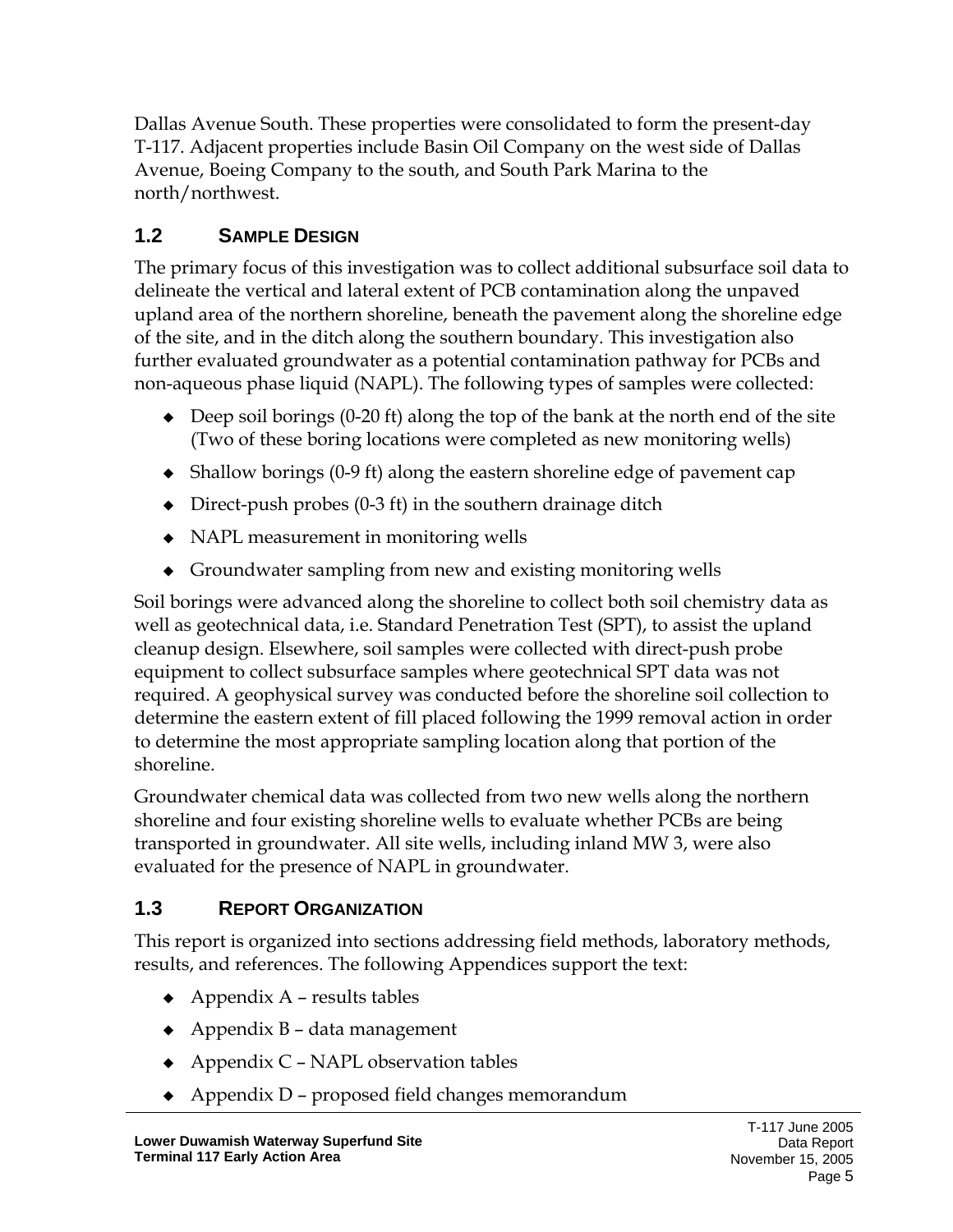Dallas Avenue South. These properties were consolidated to form the present-day T-117. Adjacent properties include Basin Oil Company on the west side of Dallas Avenue, Boeing Company to the south, and South Park Marina to the north/northwest.

## 1.2 SAMPLE DESIGN

The primary focus of this investigation was to collect additional subsurface soil data to delineate the vertical and lateral extent of PCB contamination along the unpaved upland area of the northern shoreline, beneath the pavement along the shoreline edge of the site, and in the ditch along the southern boundary. This investigation also further evaluated groundwater as a potential contamination pathway for PCBs and non-aqueous phase liquid (NAPL). The following types of samples were collected:

- Deep soil borings (0-20 ft) along the top of the bank at the north end of the site (Two of these boring locations were completed as new monitoring wells)
- Shallow borings (0-9 ft) along the eastern shoreline edge of pavement cap
- Direct-push probes (0-3 ft) in the southern drainage ditch
- NAPL measurement in monitoring wells
- Groundwater sampling from new and existing monitoring wells

Soil borings were advanced along the shoreline to collect both soil chemistry data as well as geotechnical data, i.e. Standard Penetration Test (SPT), to assist the upland cleanup design. Elsewhere, soil samples were collected with direct-push probe equipment to collect subsurface samples where geotechnical SPT data was not required. A geophysical survey was conducted before the shoreline soil collection to determine the eastern extent of fill placed following the 1999 removal action in order to determine the most appropriate sampling location along that portion of the shoreline.

Groundwater chemical data was collected from two new wells along the northern shoreline and four existing shoreline wells to evaluate whether PCBs are being transported in groundwater. All site wells, including inland MW 3, were also evaluated for the presence of NAPL in groundwater.

## 1.3 REPORT ORGANIZATION

This report is organized into sections addressing field methods, laboratory methods, results, and references. The following Appendices support the text:

- Appendix A – results tables
- Appendix B – data management
- Appendix C – NAPL observation tables
- Appendix D – proposed field changes memorandum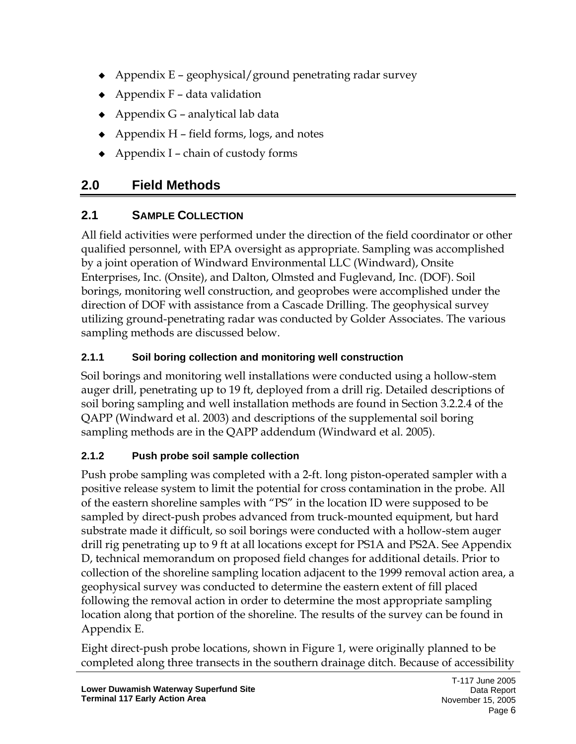- Appendix E – geophysical/ground penetrating radar survey
- Appendix F – data validation
- Appendix G – analytical lab data
- Appendix H – field forms, logs, and notes
- Appendix I – chain of custody forms

# 2.0 Field Methods

## 2.1 SAMPLE COLLECTION

All field activities were performed under the direction of the field coordinator or other qualified personnel, with EPA oversight as appropriate. Sampling was accomplished by a joint operation of Windward Environmental LLC (Windward), Onsite Enterprises, Inc. (Onsite), and Dalton, Olmsted and Fuglevand, Inc. (DOF). Soil borings, monitoring well construction, and geoprobes were accomplished under the direction of DOF with assistance from a Cascade Drilling. The geophysical survey utilizing ground-penetrating radar was conducted by Golder Associates. The various sampling methods are discussed below.

### 2.1.1 Soil boring collection and monitoring well construction

Soil borings and monitoring well installations were conducted using a hollow-stem auger drill, penetrating up to 19 ft, deployed from a drill rig. Detailed descriptions of soil boring sampling and well installation methods are found in Section 3.2.2.4 of the QAPP (Windward et al. 2003) and descriptions of the supplemental soil boring sampling methods are in the QAPP addendum (Windward et al. 2005).

### 2.1.2 Push probe soil sample collection

Push probe sampling was completed with a 2-ft. long piston-operated sampler with a positive release system to limit the potential for cross contamination in the probe. All of the eastern shoreline samples with "PS" in the location ID were supposed to be sampled by direct-push probes advanced from truck-mounted equipment, but hard substrate made it difficult, so soil borings were conducted with a hollow-stem auger drill rig penetrating up to 9 ft at all locations except for PS1A and PS2A. See Appendix D, technical memorandum on proposed field changes for additional details. Prior to collection of the shoreline sampling location adjacent to the 1999 removal action area, a geophysical survey was conducted to determine the eastern extent of fill placed following the removal action in order to determine the most appropriate sampling location along that portion of the shoreline. The results of the survey can be found in Appendix E.

Eight direct-push probe locations, shown in Figure 1, were originally planned to be completed along three transects in the southern drainage ditch. Because of accessibility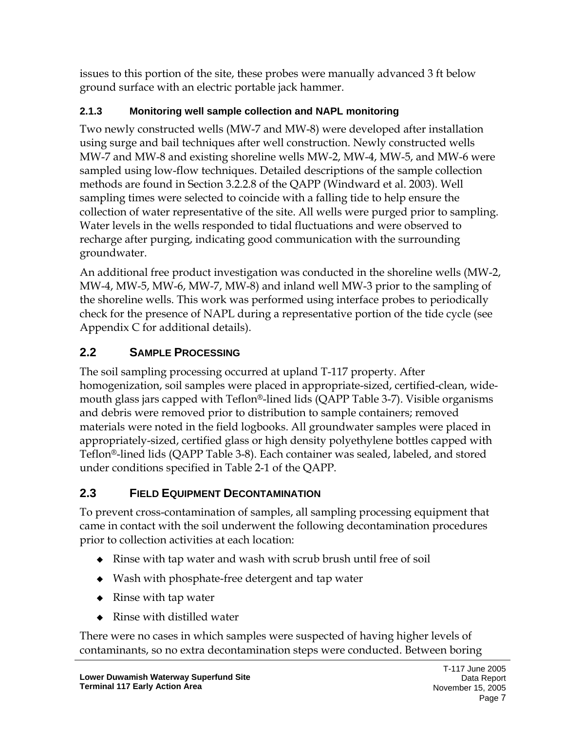issues to this portion of the site, these probes were manually advanced 3 ft below ground surface with an electric portable jack hammer.

### 2.1.3 Monitoring well sample collection and NAPL monitoring

Two newly constructed wells (MW-7 and MW-8) were developed after installation using surge and bail techniques after well construction. Newly constructed wells MW-7 and MW-8 and existing shoreline wells MW-2, MW-4, MW-5, and MW-6 were sampled using low-flow techniques. Detailed descriptions of the sample collection methods are found in Section 3.2.2.8 of the QAPP (Windward et al. 2003). Well sampling times were selected to coincide with a falling tide to help ensure the collection of water representative of the site. All wells were purged prior to sampling. Water levels in the wells responded to tidal fluctuations and were observed to recharge after purging, indicating good communication with the surrounding groundwater.

An additional free product investigation was conducted in the shoreline wells (MW-2, MW-4, MW-5, MW-6, MW-7, MW-8) and inland well MW-3 prior to the sampling of the shoreline wells. This work was performed using interface probes to periodically check for the presence of NAPL during a representative portion of the tide cycle (see Appendix C for additional details).

## 2.2 Sample Processing

The soil sampling processing occurred at upland T-117 property. After homogenization, soil samples were placed in appropriate-sized, certified-clean, wide-mouth glass jars capped with Teflon®-lined lids (QAPP Table 3-7). Visible organisms and debris were removed prior to distribution to sample containers; removed materials were noted in the field logbooks. All groundwater samples were placed in appropriately-sized, certified glass or high density polyethylene bottles capped with Teflon®-lined lids (QAPP Table 3-8). Each container was sealed, labeled, and stored under conditions specified in Table 2-1 of the QAPP.

## 2.3 Field Equipment Decontamination

To prevent cross-contamination of samples, all sampling processing equipment that came in contact with the soil underwent the following decontamination procedures prior to collection activities at each location:

- Rinse with tap water and wash with scrub brush until free of soil
- Wash with phosphate-free detergent and tap water
- Rinse with tap water
- Rinse with distilled water

There were no cases in which samples were suspected of having higher levels of contaminants, so no extra decontamination steps were conducted. Between boring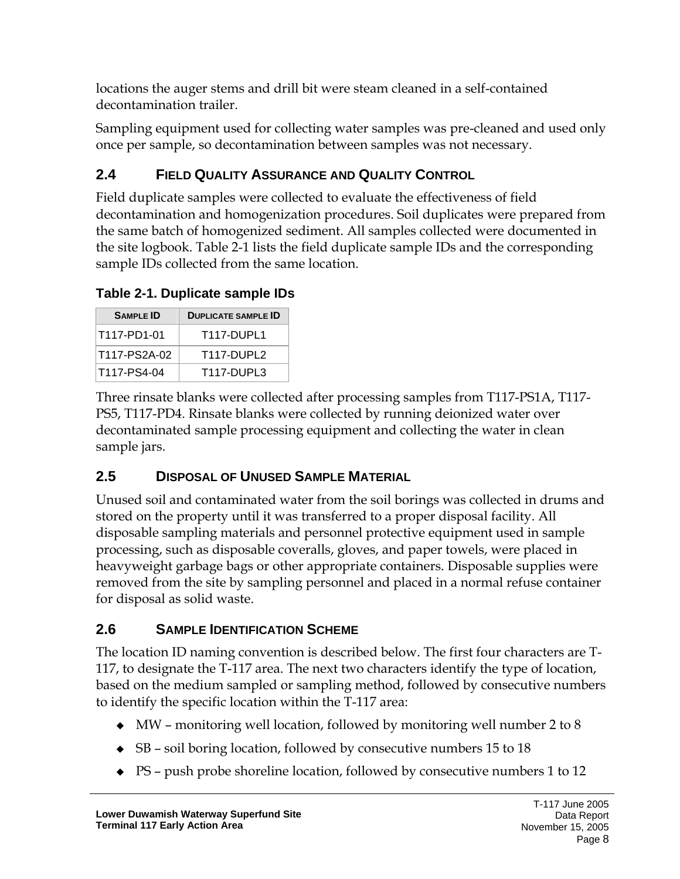locations the auger stems and drill bit were steam cleaned in a self-contained decontamination trailer.

Sampling equipment used for collecting water samples was pre-cleaned and used only once per sample, so decontamination between samples was not necessary.

## 2.4 Field Quality Assurance and Quality Control

Field duplicate samples were collected to evaluate the effectiveness of field decontamination and homogenization procedures. Soil duplicates were prepared from the same batch of homogenized sediment. All samples collected were documented in the site logbook. Table 2-1 lists the field duplicate sample IDs and the corresponding sample IDs collected from the same location.

**Table 2-1. Duplicate sample IDs**

| Sample ID | Duplicate sample ID |
|---|---|
| T117-PD1-01 | T117-DUPL1 |
| T117-PS2A-02 | T117-DUPL2 |
| T117-PS4-04 | T117-DUPL3 |

Three rinsate blanks were collected after processing samples from T117-PS1A, T117-PS5, T117-PD4. Rinsate blanks were collected by running deionized water over decontaminated sample processing equipment and collecting the water in clean sample jars.

## 2.5 Disposal of Unused Sample Material

Unused soil and contaminated water from the soil borings was collected in drums and stored on the property until it was transferred to a proper disposal facility. All disposable sampling materials and personnel protective equipment used in sample processing, such as disposable coveralls, gloves, and paper towels, were placed in heavyweight garbage bags or other appropriate containers. Disposable supplies were removed from the site by sampling personnel and placed in a normal refuse container for disposal as solid waste.

## 2.6 Sample Identification Scheme

The location ID naming convention is described below. The first four characters are T-117, to designate the T-117 area. The next two characters identify the type of location, based on the medium sampled or sampling method, followed by consecutive numbers to identify the specific location within the T-117 area:

- MW – monitoring well location, followed by monitoring well number 2 to 8
- SB – soil boring location, followed by consecutive numbers 15 to 18
- PS – push probe shoreline location, followed by consecutive numbers 1 to 12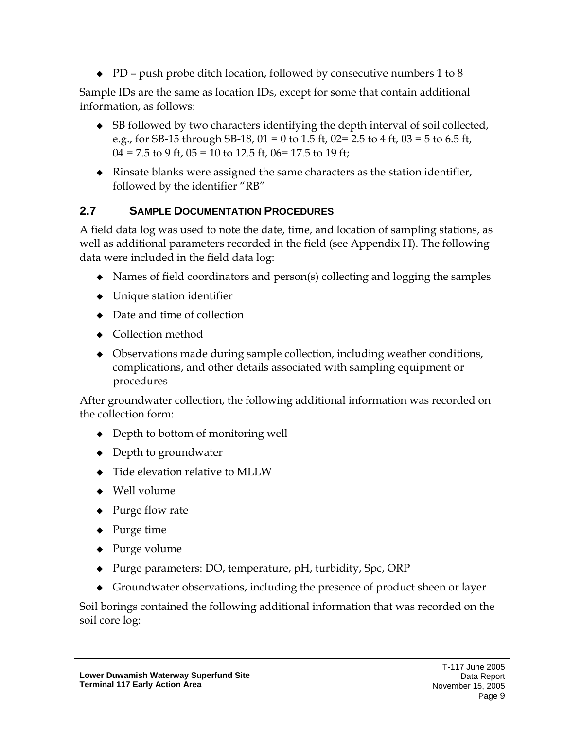- PD – push probe ditch location, followed by consecutive numbers 1 to 8

Sample IDs are the same as location IDs, except for some that contain additional information, as follows:

- SB followed by two characters identifying the depth interval of soil collected, e.g., for SB-15 through SB-18, 01 = 0 to 1.5 ft, 02= 2.5 to 4 ft, 03 = 5 to 6.5 ft, 04 = 7.5 to 9 ft, 05 = 10 to 12.5 ft, 06= 17.5 to 19 ft;
- Rinsate blanks were assigned the same characters as the station identifier, followed by the identifier "RB"

## 2.7 SAMPLE DOCUMENTATION PROCEDURES

A field data log was used to note the date, time, and location of sampling stations, as well as additional parameters recorded in the field (see Appendix H). The following data were included in the field data log:

- Names of field coordinators and person(s) collecting and logging the samples
- Unique station identifier
- Date and time of collection
- Collection method
- Observations made during sample collection, including weather conditions, complications, and other details associated with sampling equipment or procedures

After groundwater collection, the following additional information was recorded on the collection form:

- Depth to bottom of monitoring well
- Depth to groundwater
- Tide elevation relative to MLLW
- Well volume
- Purge flow rate
- Purge time
- Purge volume
- Purge parameters: DO, temperature, pH, turbidity, Spc, ORP
- Groundwater observations, including the presence of product sheen or layer

Soil borings contained the following additional information that was recorded on the soil core log: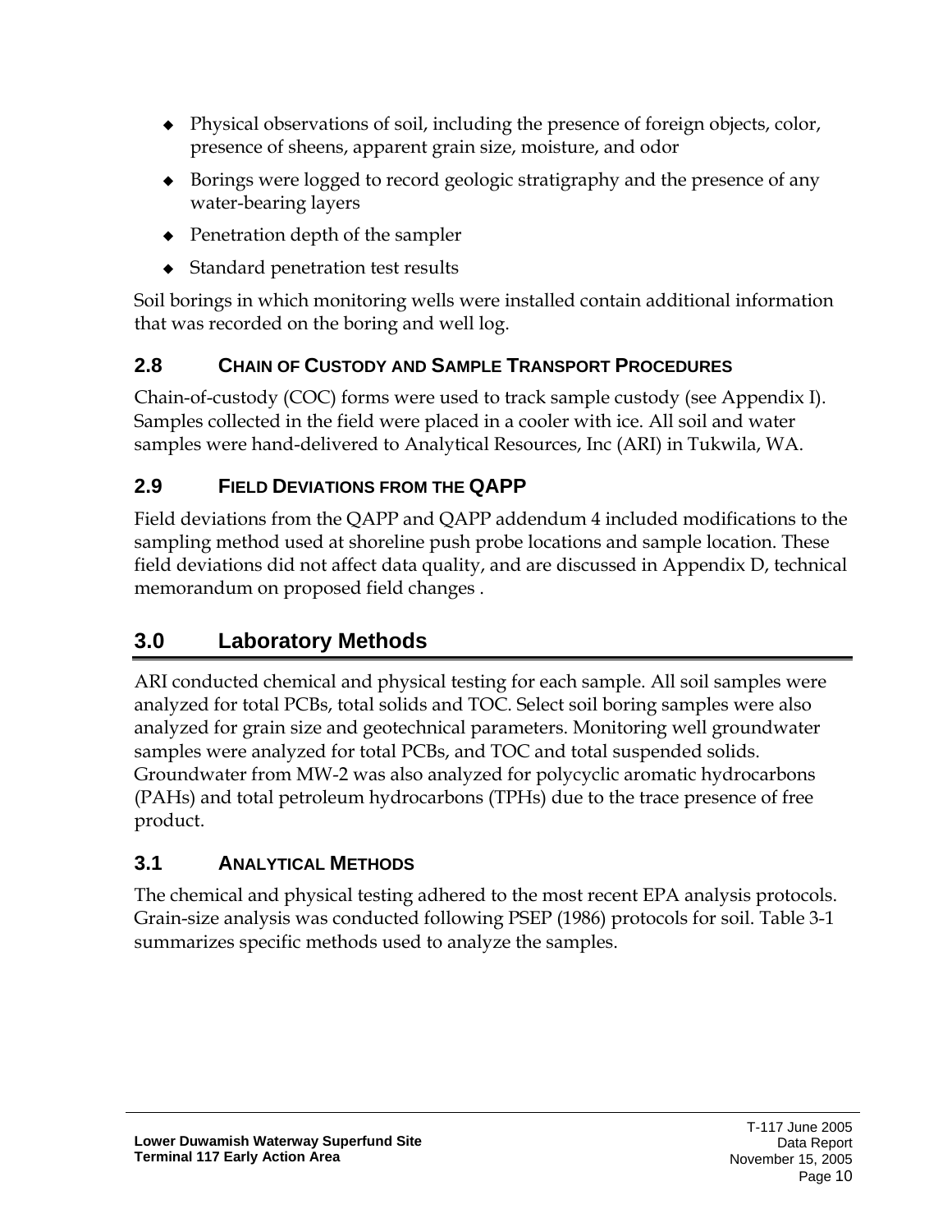- Physical observations of soil, including the presence of foreign objects, color, presence of sheens, apparent grain size, moisture, and odor
- Borings were logged to record geologic stratigraphy and the presence of any water-bearing layers
- Penetration depth of the sampler
- Standard penetration test results

Soil borings in which monitoring wells were installed contain additional information that was recorded on the boring and well log.

### 2.8 CHAIN OF CUSTODY AND SAMPLE TRANSPORT PROCEDURES

Chain-of-custody (COC) forms were used to track sample custody (see Appendix I). Samples collected in the field were placed in a cooler with ice. All soil and water samples were hand-delivered to Analytical Resources, Inc (ARI) in Tukwila, WA.

### 2.9 FIELD DEVIATIONS FROM THE QAPP

Field deviations from the QAPP and QAPP addendum 4 included modifications to the sampling method used at shoreline push probe locations and sample location. These field deviations did not affect data quality, and are discussed in Appendix D, technical memorandum on proposed field changes .

## 3.0 Laboratory Methods

ARI conducted chemical and physical testing for each sample. All soil samples were analyzed for total PCBs, total solids and TOC. Select soil boring samples were also analyzed for grain size and geotechnical parameters. Monitoring well groundwater samples were analyzed for total PCBs, and TOC and total suspended solids. Groundwater from MW-2 was also analyzed for polycyclic aromatic hydrocarbons (PAHs) and total petroleum hydrocarbons (TPHs) due to the trace presence of free product.

### 3.1 ANALYTICAL METHODS

The chemical and physical testing adhered to the most recent EPA analysis protocols. Grain-size analysis was conducted following PSEP (1986) protocols for soil. Table 3-1 summarizes specific methods used to analyze the samples.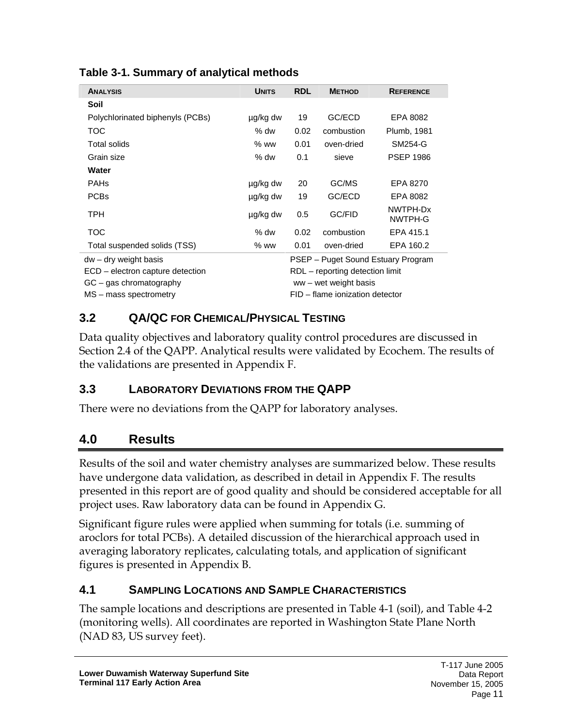**Table 3-1. Summary of analytical methods**

| Analysis | Units | RDL | Method | Reference |
|---|---|---|---|---|
| **Soil** | | | | |
| Polychlorinated biphenyls (PCBs) | µg/kg dw | 19 | GC/ECD | EPA 8082 |
| TOC | % dw | 0.02 | combustion | Plumb, 1981 |
| Total solids | % ww | 0.01 | oven-dried | SM254-G |
| Grain size | % dw | 0.1 | sieve | PSEP 1986 |
| **Water** | | | | |
| PAHs | µg/kg dw | 20 | GC/MS | EPA 8270 |
| PCBs | µg/kg dw | 19 | GC/ECD | EPA 8082 |
| TPH | µg/kg dw | 0.5 | GC/FID | NWTPH-Dx NWTPH-G |
| TOC | % dw | 0.02 | combustion | EPA 415.1 |
| Total suspended solids (TSS) | % ww | 0.01 | oven-dried | EPA 160.2 |

dw – dry weight basis
ECD – electron capture detection
GC – gas chromatography
MS – mass spectrometry
PSEP – Puget Sound Estuary Program
RDL – reporting detection limit
ww – wet weight basis
FID – flame ionization detector

### 3.2 QA/QC for Chemical/Physical Testing

Data quality objectives and laboratory quality control procedures are discussed in Section 2.4 of the QAPP. Analytical results were validated by Ecochem. The results of the validations are presented in Appendix F.

### 3.3 Laboratory Deviations from the QAPP

There were no deviations from the QAPP for laboratory analyses.

## 4.0 Results

Results of the soil and water chemistry analyses are summarized below. These results have undergone data validation, as described in detail in Appendix F. The results presented in this report are of good quality and should be considered acceptable for all project uses. Raw laboratory data can be found in Appendix G.

Significant figure rules were applied when summing for totals (i.e. summing of aroclors for total PCBs). A detailed discussion of the hierarchical approach used in averaging laboratory replicates, calculating totals, and application of significant figures is presented in Appendix B.

### 4.1 Sampling Locations and Sample Characteristics

The sample locations and descriptions are presented in Table 4-1 (soil), and Table 4-2 (monitoring wells). All coordinates are reported in Washington State Plane North (NAD 83, US survey feet).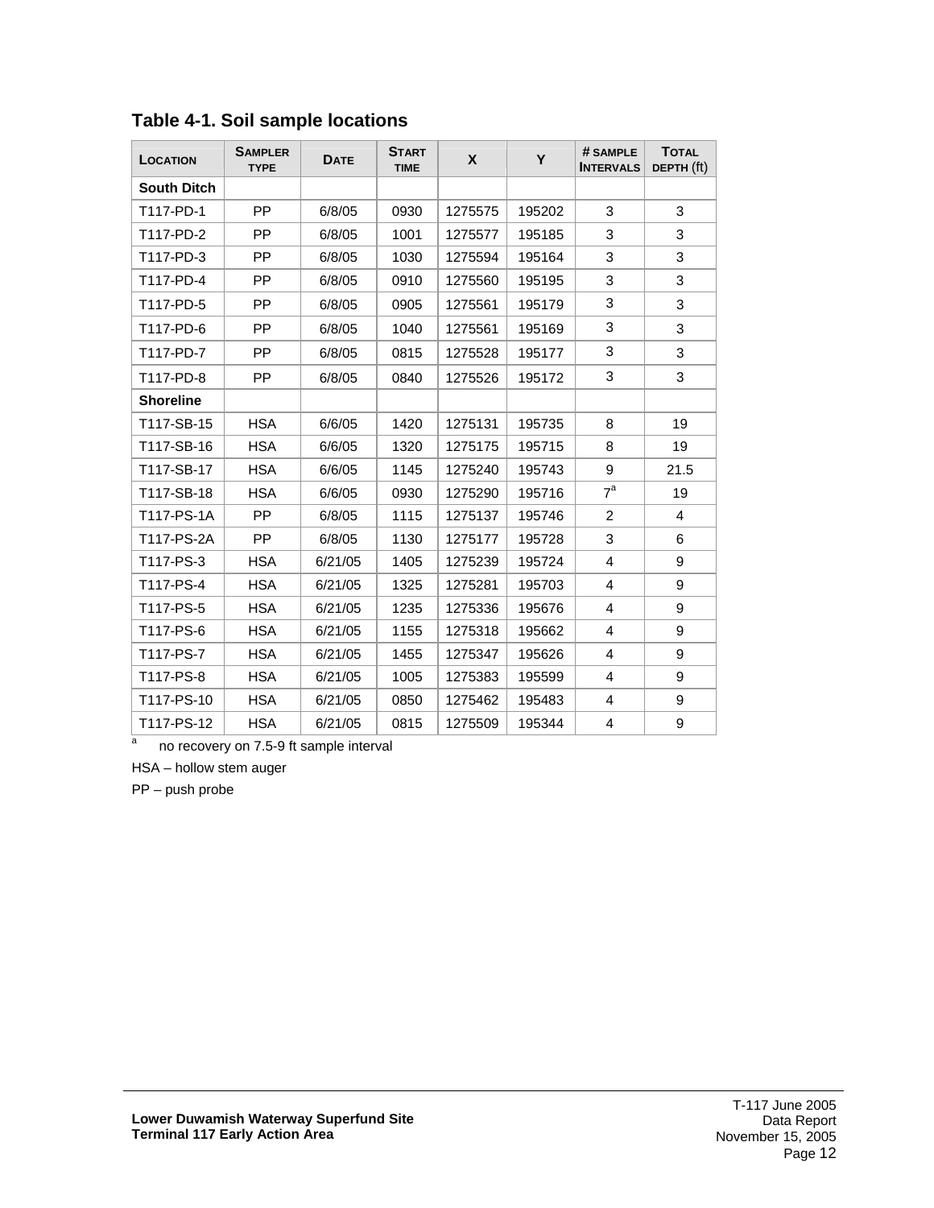**Table 4-1. Soil sample locations**

| Location | Sampler type | Date | Start time | X | Y | # sample Intervals | Total depth (ft) |
|---|---|---|---|---|---|---|---|
| **South Ditch** | | | | | | | |
| T117-PD-1 | PP | 6/8/05 | 0930 | 1275575 | 195202 | 3 | 3 |
| T117-PD-2 | PP | 6/8/05 | 1001 | 1275577 | 195185 | 3 | 3 |
| T117-PD-3 | PP | 6/8/05 | 1030 | 1275594 | 195164 | 3 | 3 |
| T117-PD-4 | PP | 6/8/05 | 0910 | 1275560 | 195195 | 3 | 3 |
| T117-PD-5 | PP | 6/8/05 | 0905 | 1275561 | 195179 | 3 | 3 |
| T117-PD-6 | PP | 6/8/05 | 1040 | 1275561 | 195169 | 3 | 3 |
| T117-PD-7 | PP | 6/8/05 | 0815 | 1275528 | 195177 | 3 | 3 |
| T117-PD-8 | PP | 6/8/05 | 0840 | 1275526 | 195172 | 3 | 3 |
| **Shoreline** | | | | | | | |
| T117-SB-15 | HSA | 6/6/05 | 1420 | 1275131 | 195735 | 8 | 19 |
| T117-SB-16 | HSA | 6/6/05 | 1320 | 1275175 | 195715 | 8 | 19 |
| T117-SB-17 | HSA | 6/6/05 | 1145 | 1275240 | 195743 | 9 | 21.5 |
| T117-SB-18 | HSA | 6/6/05 | 0930 | 1275290 | 195716 | 7[a] | 19 |
| T117-PS-1A | PP | 6/8/05 | 1115 | 1275137 | 195746 | 2 | 4 |
| T117-PS-2A | PP | 6/8/05 | 1130 | 1275177 | 195728 | 3 | 6 |
| T117-PS-3 | HSA | 6/21/05 | 1405 | 1275239 | 195724 | 4 | 9 |
| T117-PS-4 | HSA | 6/21/05 | 1325 | 1275281 | 195703 | 4 | 9 |
| T117-PS-5 | HSA | 6/21/05 | 1235 | 1275336 | 195676 | 4 | 9 |
| T117-PS-6 | HSA | 6/21/05 | 1155 | 1275318 | 195662 | 4 | 9 |
| T117-PS-7 | HSA | 6/21/05 | 1455 | 1275347 | 195626 | 4 | 9 |
| T117-PS-8 | HSA | 6/21/05 | 1005 | 1275383 | 195599 | 4 | 9 |
| T117-PS-10 | HSA | 6/21/05 | 0850 | 1275462 | 195483 | 4 | 9 |
| T117-PS-12 | HSA | 6/21/05 | 0815 | 1275509 | 195344 | 4 | 9 |

[a] no recovery on 7.5-9 ft sample interval

HSA – hollow stem auger

PP – push probe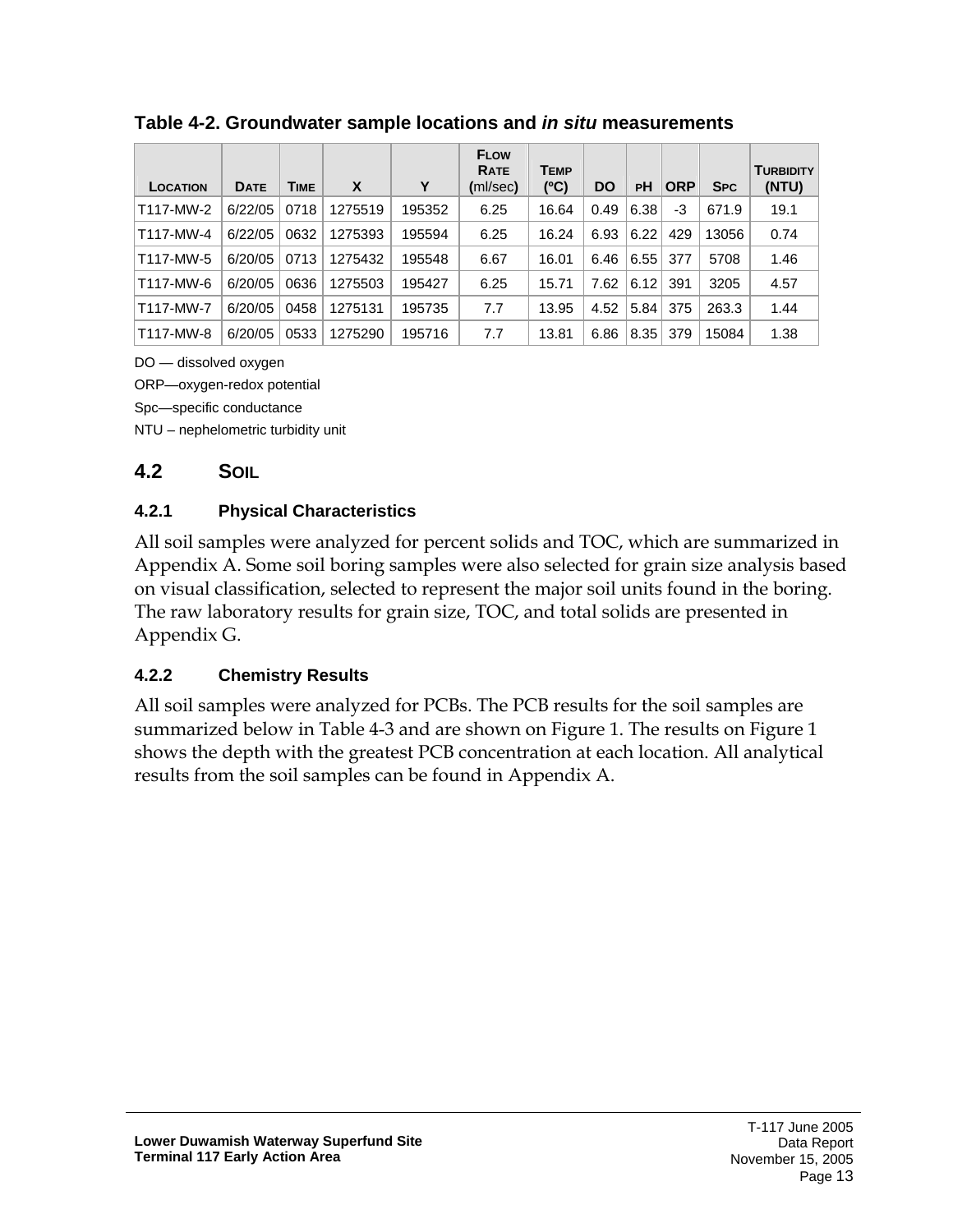**Table 4-2. Groundwater sample locations and *in situ* measurements**

| Location | Date | Time | X | Y | Flow Rate (ml/sec) | Temp (°C) | DO | pH | ORP | Spc | Turbidity (NTU) |
|---|---|---|---|---|---|---|---|---|---|---|---|
| T117-MW-2 | 6/22/05 | 0718 | 1275519 | 195352 | 6.25 | 16.64 | 0.49 | 6.38 | -3 | 671.9 | 19.1 |
| T117-MW-4 | 6/22/05 | 0632 | 1275393 | 195594 | 6.25 | 16.24 | 6.93 | 6.22 | 429 | 13056 | 0.74 |
| T117-MW-5 | 6/20/05 | 0713 | 1275432 | 195548 | 6.67 | 16.01 | 6.46 | 6.55 | 377 | 5708 | 1.46 |
| T117-MW-6 | 6/20/05 | 0636 | 1275503 | 195427 | 6.25 | 15.71 | 7.62 | 6.12 | 391 | 3205 | 4.57 |
| T117-MW-7 | 6/20/05 | 0458 | 1275131 | 195735 | 7.7 | 13.95 | 4.52 | 5.84 | 375 | 263.3 | 1.44 |
| T117-MW-8 | 6/20/05 | 0533 | 1275290 | 195716 | 7.7 | 13.81 | 6.86 | 8.35 | 379 | 15084 | 1.38 |

DO — dissolved oxygen

ORP—oxygen-redox potential

Spc—specific conductance

NTU – nephelometric turbidity unit

## 4.2 Soil

### 4.2.1 Physical Characteristics

All soil samples were analyzed for percent solids and TOC, which are summarized in Appendix A. Some soil boring samples were also selected for grain size analysis based on visual classification, selected to represent the major soil units found in the boring. The raw laboratory results for grain size, TOC, and total solids are presented in Appendix G.

### 4.2.2 Chemistry Results

All soil samples were analyzed for PCBs. The PCB results for the soil samples are summarized below in Table 4-3 and are shown on Figure 1. The results on Figure 1 shows the depth with the greatest PCB concentration at each location. All analytical results from the soil samples can be found in Appendix A.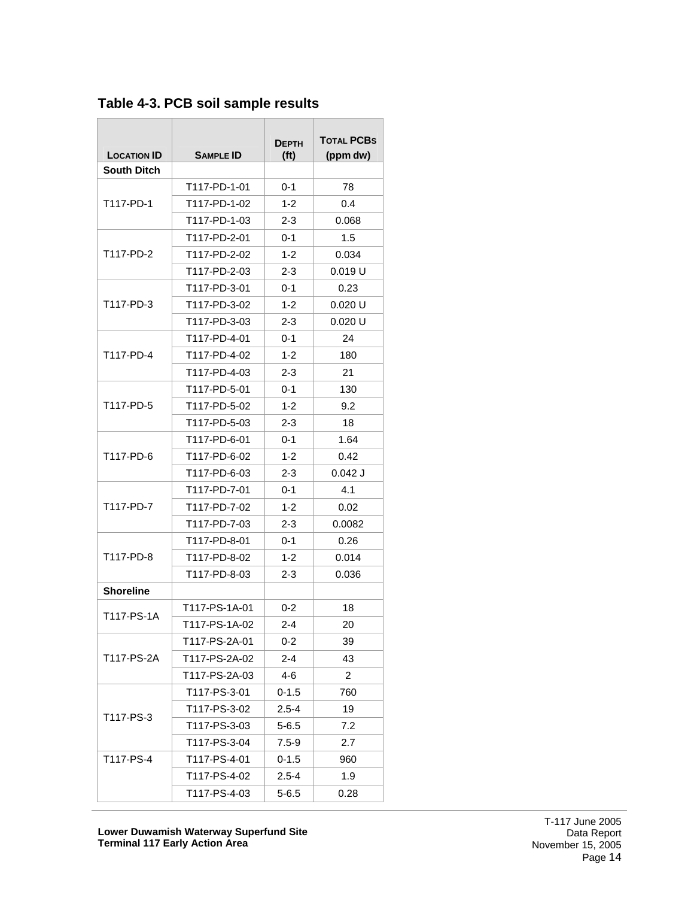**Table 4-3. PCB soil sample results**

| Location ID | Sample ID | Depth (ft) | Total PCBs (ppm dw) |
|---|---|---|---|
| **South Ditch** | | | |
| T117-PD-1 | T117-PD-1-01 | 0-1 | 78 |
| | T117-PD-1-02 | 1-2 | 0.4 |
| | T117-PD-1-03 | 2-3 | 0.068 |
| T117-PD-2 | T117-PD-2-01 | 0-1 | 1.5 |
| | T117-PD-2-02 | 1-2 | 0.034 |
| | T117-PD-2-03 | 2-3 | 0.019 U |
| T117-PD-3 | T117-PD-3-01 | 0-1 | 0.23 |
| | T117-PD-3-02 | 1-2 | 0.020 U |
| | T117-PD-3-03 | 2-3 | 0.020 U |
| T117-PD-4 | T117-PD-4-01 | 0-1 | 24 |
| | T117-PD-4-02 | 1-2 | 180 |
| | T117-PD-4-03 | 2-3 | 21 |
| T117-PD-5 | T117-PD-5-01 | 0-1 | 130 |
| | T117-PD-5-02 | 1-2 | 9.2 |
| | T117-PD-5-03 | 2-3 | 18 |
| T117-PD-6 | T117-PD-6-01 | 0-1 | 1.64 |
| | T117-PD-6-02 | 1-2 | 0.42 |
| | T117-PD-6-03 | 2-3 | 0.042 J |
| T117-PD-7 | T117-PD-7-01 | 0-1 | 4.1 |
| | T117-PD-7-02 | 1-2 | 0.02 |
| | T117-PD-7-03 | 2-3 | 0.0082 |
| T117-PD-8 | T117-PD-8-01 | 0-1 | 0.26 |
| | T117-PD-8-02 | 1-2 | 0.014 |
| | T117-PD-8-03 | 2-3 | 0.036 |
| **Shoreline** | | | |
| T117-PS-1A | T117-PS-1A-01 | 0-2 | 18 |
| | T117-PS-1A-02 | 2-4 | 20 |
| T117-PS-2A | T117-PS-2A-01 | 0-2 | 39 |
| | T117-PS-2A-02 | 2-4 | 43 |
| | T117-PS-2A-03 | 4-6 | 2 |
| T117-PS-3 | T117-PS-3-01 | 0-1.5 | 760 |
| | T117-PS-3-02 | 2.5-4 | 19 |
| | T117-PS-3-03 | 5-6.5 | 7.2 |
| | T117-PS-3-04 | 7.5-9 | 2.7 |
| T117-PS-4 | T117-PS-4-01 | 0-1.5 | 960 |
| | T117-PS-4-02 | 2.5-4 | 1.9 |
| | T117-PS-4-03 | 5-6.5 | 0.28 |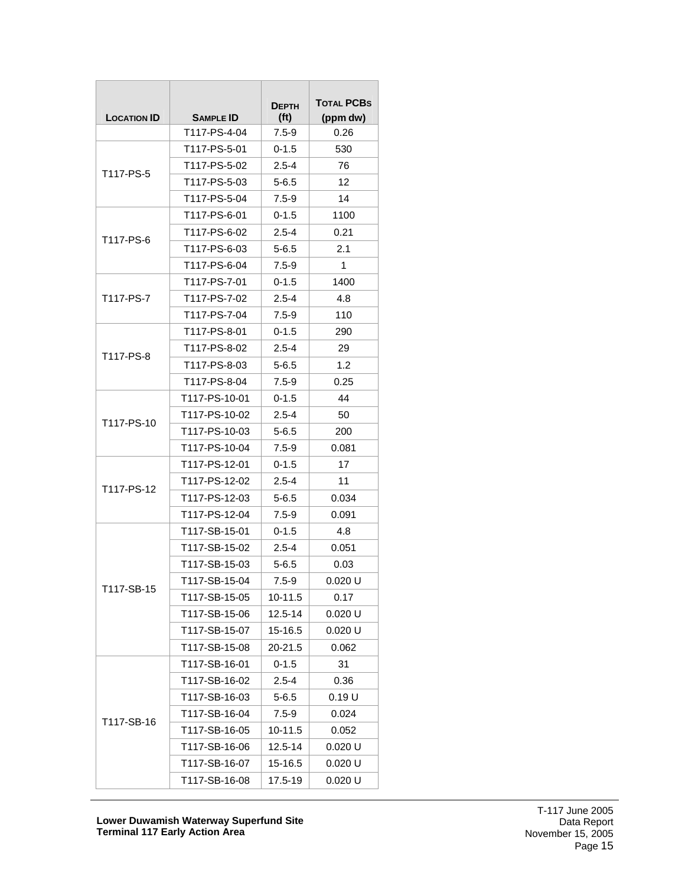| Location ID | Sample ID | Depth (ft) | Total PCBs (ppm dw) |
|---|---|---|---|
| | T117-PS-4-04 | 7.5-9 | 0.26 |
| T117-PS-5 | T117-PS-5-01 | 0-1.5 | 530 |
| | T117-PS-5-02 | 2.5-4 | 76 |
| | T117-PS-5-03 | 5-6.5 | 12 |
| | T117-PS-5-04 | 7.5-9 | 14 |
| T117-PS-6 | T117-PS-6-01 | 0-1.5 | 1100 |
| | T117-PS-6-02 | 2.5-4 | 0.21 |
| | T117-PS-6-03 | 5-6.5 | 2.1 |
| | T117-PS-6-04 | 7.5-9 | 1 |
| T117-PS-7 | T117-PS-7-01 | 0-1.5 | 1400 |
| | T117-PS-7-02 | 2.5-4 | 4.8 |
| | T117-PS-7-04 | 7.5-9 | 110 |
| T117-PS-8 | T117-PS-8-01 | 0-1.5 | 290 |
| | T117-PS-8-02 | 2.5-4 | 29 |
| | T117-PS-8-03 | 5-6.5 | 1.2 |
| | T117-PS-8-04 | 7.5-9 | 0.25 |
| T117-PS-10 | T117-PS-10-01 | 0-1.5 | 44 |
| | T117-PS-10-02 | 2.5-4 | 50 |
| | T117-PS-10-03 | 5-6.5 | 200 |
| | T117-PS-10-04 | 7.5-9 | 0.081 |
| T117-PS-12 | T117-PS-12-01 | 0-1.5 | 17 |
| | T117-PS-12-02 | 2.5-4 | 11 |
| | T117-PS-12-03 | 5-6.5 | 0.034 |
| | T117-PS-12-04 | 7.5-9 | 0.091 |
| T117-SB-15 | T117-SB-15-01 | 0-1.5 | 4.8 |
| | T117-SB-15-02 | 2.5-4 | 0.051 |
| | T117-SB-15-03 | 5-6.5 | 0.03 |
| | T117-SB-15-04 | 7.5-9 | 0.020 U |
| | T117-SB-15-05 | 10-11.5 | 0.17 |
| | T117-SB-15-06 | 12.5-14 | 0.020 U |
| | T117-SB-15-07 | 15-16.5 | 0.020 U |
| | T117-SB-15-08 | 20-21.5 | 0.062 |
| T117-SB-16 | T117-SB-16-01 | 0-1.5 | 31 |
| | T117-SB-16-02 | 2.5-4 | 0.36 |
| | T117-SB-16-03 | 5-6.5 | 0.19 U |
| | T117-SB-16-04 | 7.5-9 | 0.024 |
| | T117-SB-16-05 | 10-11.5 | 0.052 |
| | T117-SB-16-06 | 12.5-14 | 0.020 U |
| | T117-SB-16-07 | 15-16.5 | 0.020 U |
| | T117-SB-16-08 | 17.5-19 | 0.020 U |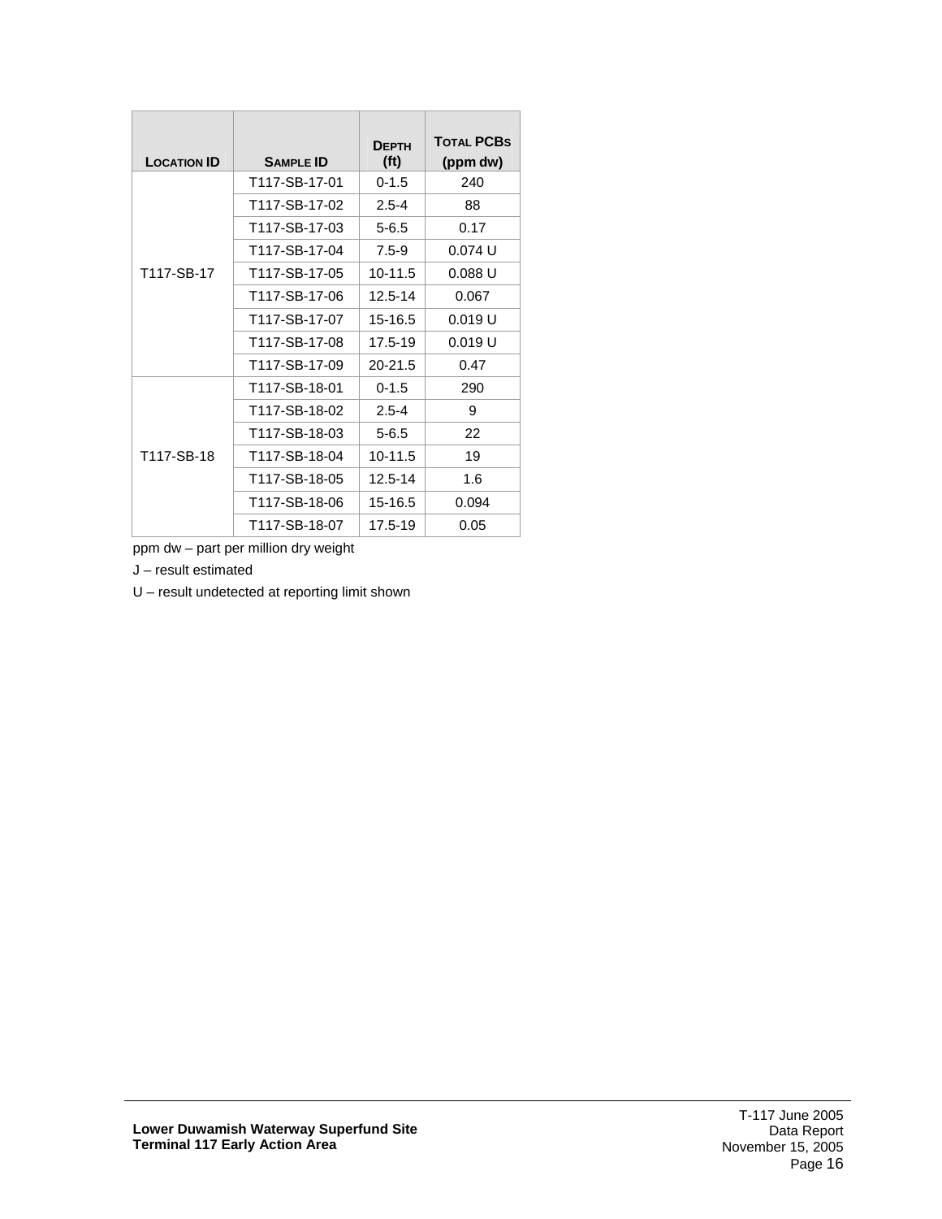| Location ID | Sample ID | Depth (ft) | Total PCBs (ppm dw) |
|---|---|---|---|
| T117-SB-17 | T117-SB-17-01 | 0-1.5 | 240 |
| | T117-SB-17-02 | 2.5-4 | 88 |
| | T117-SB-17-03 | 5-6.5 | 0.17 |
| | T117-SB-17-04 | 7.5-9 | 0.074 U |
| | T117-SB-17-05 | 10-11.5 | 0.088 U |
| | T117-SB-17-06 | 12.5-14 | 0.067 |
| | T117-SB-17-07 | 15-16.5 | 0.019 U |
| | T117-SB-17-08 | 17.5-19 | 0.019 U |
| | T117-SB-17-09 | 20-21.5 | 0.47 |
| T117-SB-18 | T117-SB-18-01 | 0-1.5 | 290 |
| | T117-SB-18-02 | 2.5-4 | 9 |
| | T117-SB-18-03 | 5-6.5 | 22 |
| | T117-SB-18-04 | 10-11.5 | 19 |
| | T117-SB-18-05 | 12.5-14 | 1.6 |
| | T117-SB-18-06 | 15-16.5 | 0.094 |
| | T117-SB-18-07 | 17.5-19 | 0.05 |

ppm dw – part per million dry weight

J – result estimated

U – result undetected at reporting limit shown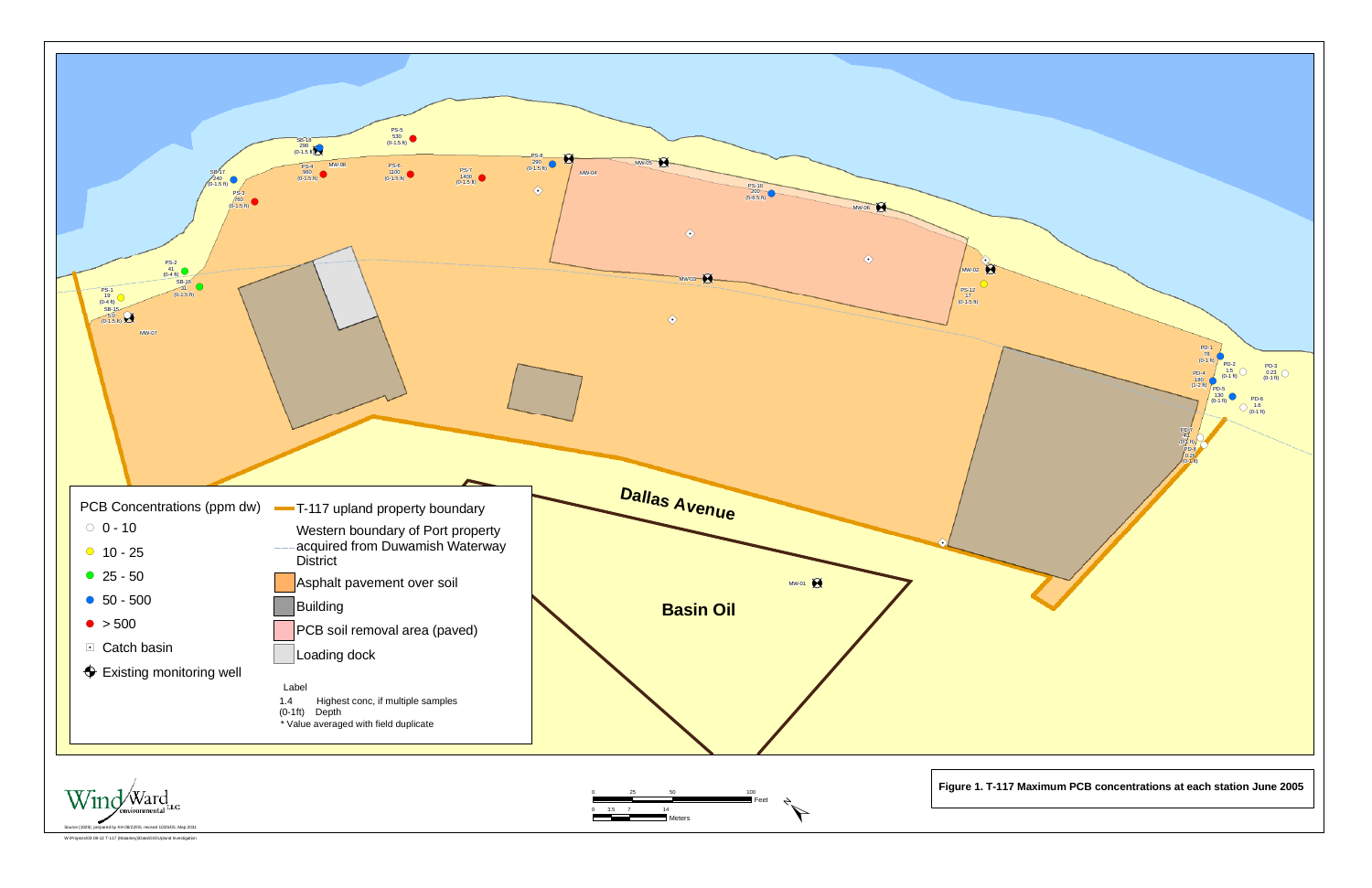PCB Concentrations (ppm dw)

- 0 - 10
- 10 - 25
- 25 - 50
- 50 - 500
- > 500
- Catch basin
- Existing monitoring well

T-117 upland property boundary

Western boundary of Port property acquired from Duwamish Waterway District

Asphalt pavement over soil

Building

PCB soil removal area (paved)

Loading dock

Label

1.4 Highest conc, if multiple samples

(0-1ft) Depth

* Value averaged with field duplicate

Dallas Avenue

Basin Oil

**Figure 1. T-117 Maximum PCB concentrations at each station June 2005**

Source: (2005); prepared by KH 08/22/05; revised 10/26/05, Map 2031

W:\Projects\03-08-12 T-117 (Malarkey)\Data\GIS\Upland Investigation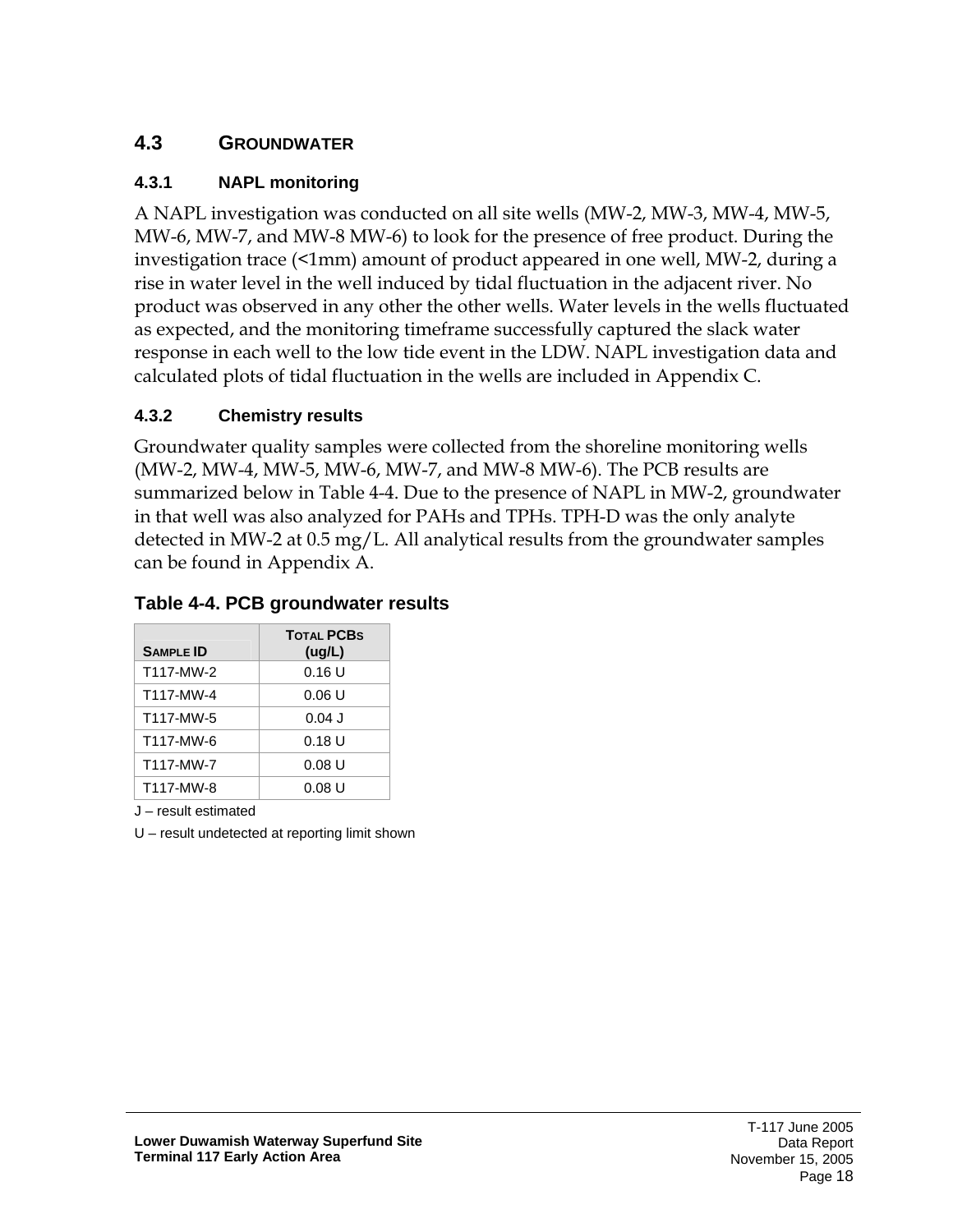## 4.3 GROUNDWATER

### 4.3.1 NAPL monitoring

A NAPL investigation was conducted on all site wells (MW-2, MW-3, MW-4, MW-5, MW-6, MW-7, and MW-8 MW-6) to look for the presence of free product. During the investigation trace (<1mm) amount of product appeared in one well, MW-2, during a rise in water level in the well induced by tidal fluctuation in the adjacent river. No product was observed in any other the other wells. Water levels in the wells fluctuated as expected, and the monitoring timeframe successfully captured the slack water response in each well to the low tide event in the LDW. NAPL investigation data and calculated plots of tidal fluctuation in the wells are included in Appendix C.

### 4.3.2 Chemistry results

Groundwater quality samples were collected from the shoreline monitoring wells (MW-2, MW-4, MW-5, MW-6, MW-7, and MW-8 MW-6). The PCB results are summarized below in Table 4-4. Due to the presence of NAPL in MW-2, groundwater in that well was also analyzed for PAHs and TPHs. TPH-D was the only analyte detected in MW-2 at 0.5 mg/L. All analytical results from the groundwater samples can be found in Appendix A.

**Table 4-4. PCB groundwater results**

| SAMPLE ID | TOTAL PCBS (ug/L) |
|---|---|
| T117-MW-2 | 0.16 U |
| T117-MW-4 | 0.06 U |
| T117-MW-5 | 0.04 J |
| T117-MW-6 | 0.18 U |
| T117-MW-7 | 0.08 U |
| T117-MW-8 | 0.08 U |

J – result estimated

U – result undetected at reporting limit shown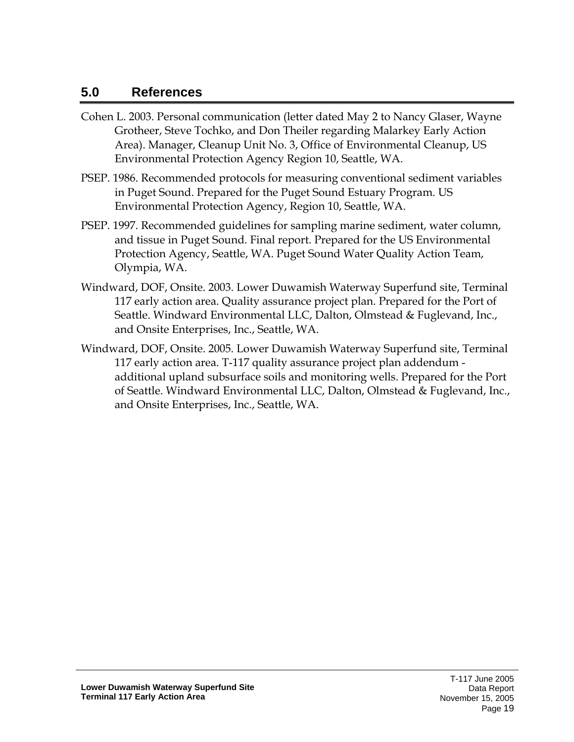## 5.0 References

Cohen L. 2003. Personal communication (letter dated May 2 to Nancy Glaser, Wayne Grotheer, Steve Tochko, and Don Theiler regarding Malarkey Early Action Area). Manager, Cleanup Unit No. 3, Office of Environmental Cleanup, US Environmental Protection Agency Region 10, Seattle, WA.

PSEP. 1986. Recommended protocols for measuring conventional sediment variables in Puget Sound. Prepared for the Puget Sound Estuary Program. US Environmental Protection Agency, Region 10, Seattle, WA.

PSEP. 1997. Recommended guidelines for sampling marine sediment, water column, and tissue in Puget Sound. Final report. Prepared for the US Environmental Protection Agency, Seattle, WA. Puget Sound Water Quality Action Team, Olympia, WA.

Windward, DOF, Onsite. 2003. Lower Duwamish Waterway Superfund site, Terminal 117 early action area. Quality assurance project plan. Prepared for the Port of Seattle. Windward Environmental LLC, Dalton, Olmstead & Fuglevand, Inc., and Onsite Enterprises, Inc., Seattle, WA.

Windward, DOF, Onsite. 2005. Lower Duwamish Waterway Superfund site, Terminal 117 early action area. T-117 quality assurance project plan addendum - additional upland subsurface soils and monitoring wells. Prepared for the Port of Seattle. Windward Environmental LLC, Dalton, Olmstead & Fuglevand, Inc., and Onsite Enterprises, Inc., Seattle, WA.